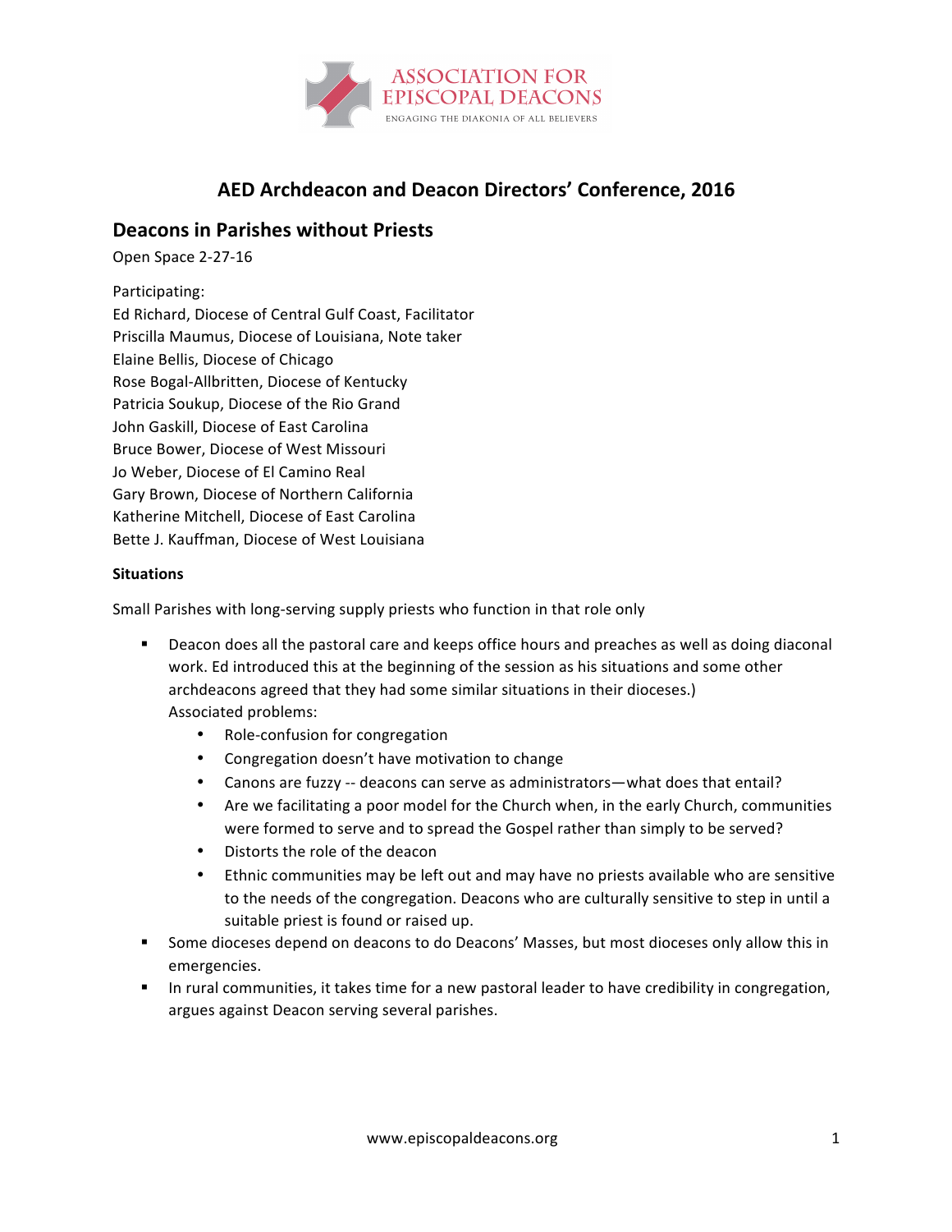ASSOCIATION FOR EPISCOPAL DEACONS
ENGAGING THE DIAKONIA OF ALL BELIEVERS

# AED Archdeacon and Deacon Directors' Conference, 2016

## Deacons in Parishes without Priests

Open Space 2-27-16

Participating:
Ed Richard, Diocese of Central Gulf Coast, Facilitator
Priscilla Maumus, Diocese of Louisiana, Note taker
Elaine Bellis, Diocese of Chicago
Rose Bogal-Allbritten, Diocese of Kentucky
Patricia Soukup, Diocese of the Rio Grand
John Gaskill, Diocese of East Carolina
Bruce Bower, Diocese of West Missouri
Jo Weber, Diocese of El Camino Real
Gary Brown, Diocese of Northern California
Katherine Mitchell, Diocese of East Carolina
Bette J. Kauffman, Diocese of West Louisiana

**Situations**

Small Parishes with long-serving supply priests who function in that role only

- Deacon does all the pastoral care and keeps office hours and preaches as well as doing diaconal work. Ed introduced this at the beginning of the session as his situations and some other archdeacons agreed that they had some similar situations in their dioceses.)
  Associated problems:
  - Role-confusion for congregation
  - Congregation doesn't have motivation to change
  - Canons are fuzzy -- deacons can serve as administrators—what does that entail?
  - Are we facilitating a poor model for the Church when, in the early Church, communities were formed to serve and to spread the Gospel rather than simply to be served?
  - Distorts the role of the deacon
  - Ethnic communities may be left out and may have no priests available who are sensitive to the needs of the congregation. Deacons who are culturally sensitive to step in until a suitable priest is found or raised up.
- Some dioceses depend on deacons to do Deacons' Masses, but most dioceses only allow this in emergencies.
- In rural communities, it takes time for a new pastoral leader to have credibility in congregation, argues against Deacon serving several parishes.

www.episcopaldeacons.org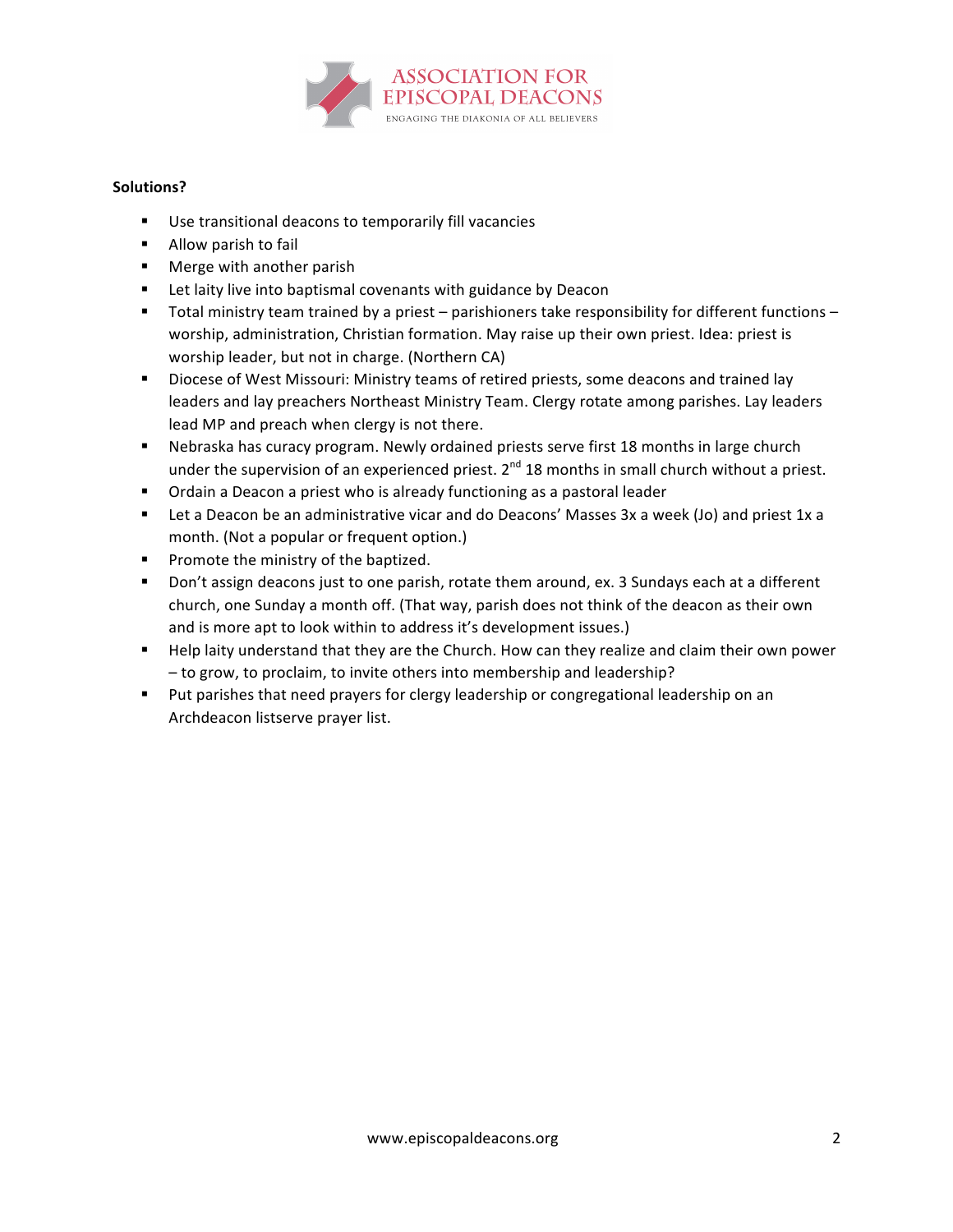**Solutions?**

- Use transitional deacons to temporarily fill vacancies
- Allow parish to fail
- Merge with another parish
- Let laity live into baptismal covenants with guidance by Deacon
- Total ministry team trained by a priest – parishioners take responsibility for different functions – worship, administration, Christian formation. May raise up their own priest. Idea: priest is worship leader, but not in charge. (Northern CA)
- Diocese of West Missouri: Ministry teams of retired priests, some deacons and trained lay leaders and lay preachers Northeast Ministry Team. Clergy rotate among parishes. Lay leaders lead MP and preach when clergy is not there.
- Nebraska has curacy program. Newly ordained priests serve first 18 months in large church under the supervision of an experienced priest. 2nd 18 months in small church without a priest.
- Ordain a Deacon a priest who is already functioning as a pastoral leader
- Let a Deacon be an administrative vicar and do Deacons' Masses 3x a week (Jo) and priest 1x a month. (Not a popular or frequent option.)
- Promote the ministry of the baptized.
- Don't assign deacons just to one parish, rotate them around, ex. 3 Sundays each at a different church, one Sunday a month off. (That way, parish does not think of the deacon as their own and is more apt to look within to address it's development issues.)
- Help laity understand that they are the Church. How can they realize and claim their own power – to grow, to proclaim, to invite others into membership and leadership?
- Put parishes that need prayers for clergy leadership or congregational leadership on an Archdeacon listserve prayer list.